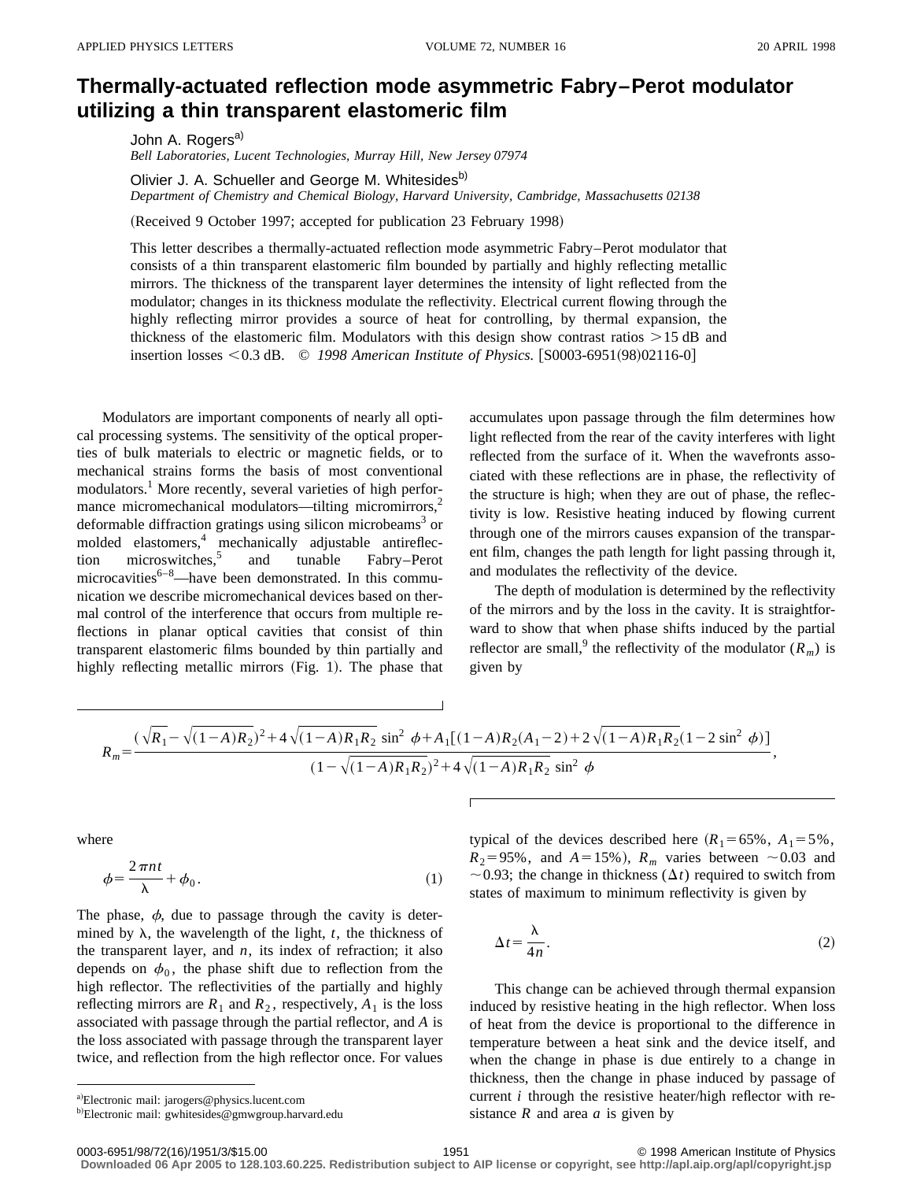# Thermally-actuated reflection mode asymmetric Fabry–Perot modulator utilizing a thin transparent elastomeric film

John A. Rogers[a)]
*Bell Laboratories, Lucent Technologies, Murray Hill, New Jersey 07974*

Olivier J. A. Schueller and George M. Whitesides[b)]
*Department of Chemistry and Chemical Biology, Harvard University, Cambridge, Massachusetts 02138*

(Received 9 October 1997; accepted for publication 23 February 1998)

This letter describes a thermally-actuated reflection mode asymmetric Fabry–Perot modulator that consists of a thin transparent elastomeric film bounded by partially and highly reflecting metallic mirrors. The thickness of the transparent layer determines the intensity of light reflected from the modulator; changes in its thickness modulate the reflectivity. Electrical current flowing through the highly reflecting mirror provides a source of heat for controlling, by thermal expansion, the thickness of the elastomeric film. Modulators with this design show contrast ratios >15 dB and insertion losses <0.3 dB. © *1998 American Institute of Physics.* [S0003-6951(98)02116-0]

Modulators are important components of nearly all optical processing systems. The sensitivity of the optical properties of bulk materials to electric or magnetic fields, or to mechanical strains forms the basis of most conventional modulators.[1] More recently, several varieties of high performance micromechanical modulators—tilting micromirrors,[2] deformable diffraction gratings using silicon microbeams[3] or molded elastomers,[4] mechanically adjustable antireflection microswitches,[5] and tunable Fabry–Perot microcavities[6–8]—have been demonstrated. In this communication we describe micromechanical devices based on thermal control of the interference that occurs from multiple reflections in planar optical cavities that consist of thin transparent elastomeric films bounded by thin partially and highly reflecting metallic mirrors (Fig. 1). The phase that accumulates upon passage through the film determines how light reflected from the rear of the cavity interferes with light reflected from the surface of it. When the wavefronts associated with these reflections are in phase, the reflectivity of the structure is high; when they are out of phase, the reflectivity is low. Resistive heating induced by flowing current through one of the mirrors causes expansion of the transparent film, changes the path length for light passing through it, and modulates the reflectivity of the device.

The depth of modulation is determined by the reflectivity of the mirrors and by the loss in the cavity. It is straightforward to show that when phase shifts induced by the partial reflector are small,[9] the reflectivity of the modulator ($R_m$) is given by

$$R_m=\frac{(\sqrt{R_1}-\sqrt{(1-A)R_2})^2+4\sqrt{(1-A)R_1R_2}\,\sin^2\phi+A_1[(1-A)R_2(A_1-2)+2\sqrt{(1-A)R_1R_2}(1-2\sin^2\phi)]}{(1-\sqrt{(1-A)R_1R_2})^2+4\sqrt{(1-A)R_1R_2}\,\sin^2\phi},$$

where

$$\phi=\frac{2\pi nt}{\lambda}+\phi_0. \tag{1}$$

The phase, $\phi$, due to passage through the cavity is determined by $\lambda$, the wavelength of the light, $t$, the thickness of the transparent layer, and $n$, its index of refraction; it also depends on $\phi_0$, the phase shift due to reflection from the high reflector. The reflectivities of the partially and highly reflecting mirrors are $R_1$ and $R_2$, respectively, $A_1$ is the loss associated with passage through the partial reflector, and $A$ is the loss associated with passage through the transparent layer twice, and reflection from the high reflector once. For values typical of the devices described here ($R_1=65\%$, $A_1=5\%$, $R_2=95\%$, and $A=15\%$), $R_m$ varies between ~0.03 and ~0.93; the change in thickness ($\Delta t$) required to switch from states of maximum to minimum reflectivity is given by

$$\Delta t=\frac{\lambda}{4n}. \tag{2}$$

This change can be achieved through thermal expansion induced by resistive heating in the high reflector. When loss of heat from the device is proportional to the difference in temperature between a heat sink and the device itself, and when the change in phase is due entirely to a change in thickness, then the change in phase induced by passage of current $i$ through the resistive heater/high reflector with resistance $R$ and area $a$ is given by

---

[a)]Electronic mail: jarogers@physics.lucent.com
[b)]Electronic mail: gwhitesides@gmwgroup.harvard.edu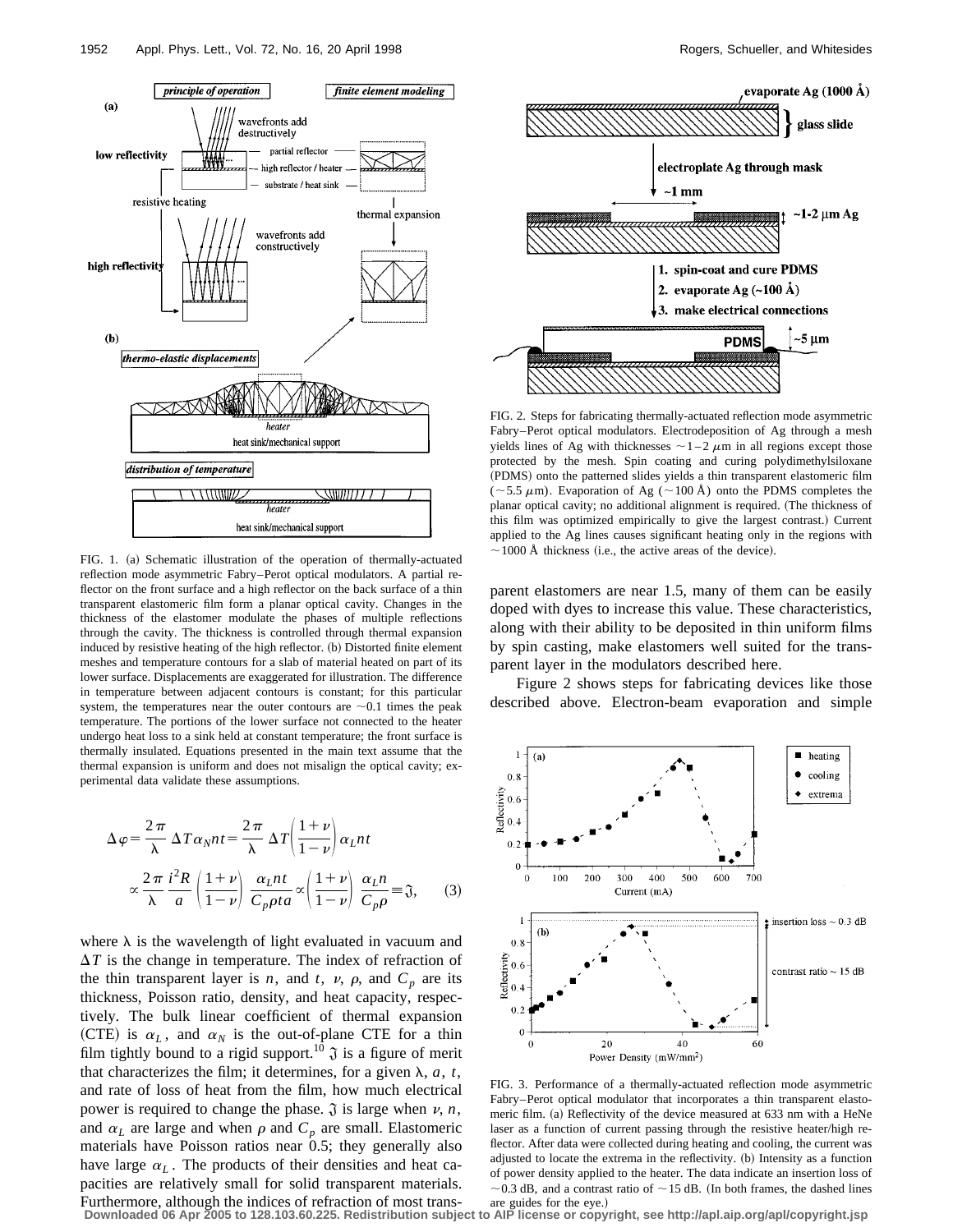FIG. 1. (a) Schematic illustration of the operation of thermally-actuated reflection mode asymmetric Fabry–Perot optical modulators. A partial reflector on the front surface and a high reflector on the back surface of a thin transparent elastomeric film form a planar optical cavity. Changes in the thickness of the elastomer modulate the phases of multiple reflections through the cavity. The thickness is controlled through thermal expansion induced by resistive heating of the high reflector. (b) Distorted finite element meshes and temperature contours for a slab of material heated on part of its lower surface. Displacements are exaggerated for illustration. The difference in temperature between adjacent contours is constant; for this particular system, the temperatures near the outer contours are ~0.1 times the peak temperature. The portions of the lower surface not connected to the heater undergo heat loss to a sink held at constant temperature; the front surface is thermally insulated. Equations presented in the main text assume that the thermal expansion is uniform and does not misalign the optical cavity; experimental data validate these assumptions.

$$\Delta\varphi = \frac{2\pi}{\lambda}\,\Delta T\,\alpha_N n t = \frac{2\pi}{\lambda}\,\Delta T\left(\frac{1+\nu}{1-\nu}\right)\alpha_L n t$$

$$\propto \frac{2\pi}{\lambda}\,\frac{i^2 R}{a}\left(\frac{1+\nu}{1-\nu}\right)\frac{\alpha_L n t}{C_p \rho t a} \propto \left(\frac{1+\nu}{1-\nu}\right)\frac{\alpha_L n}{C_p \rho} \equiv \mathfrak{I}, \qquad (3)$$

where $\lambda$ is the wavelength of light evaluated in vacuum and $\Delta T$ is the change in temperature. The index of refraction of the thin transparent layer is $n$, and $t$, $\nu$, $\rho$, and $C_p$ are its thickness, Poisson ratio, density, and heat capacity, respectively. The bulk linear coefficient of thermal expansion (CTE) is $\alpha_L$, and $\alpha_N$ is the out-of-plane CTE for a thin film tightly bound to a rigid support.[10] $\mathfrak{I}$ is a figure of merit that characterizes the film; it determines, for a given $\lambda$, $a$, $t$, and rate of loss of heat from the film, how much electrical power is required to change the phase. $\mathfrak{I}$ is large when $\nu$, $n$, and $\alpha_L$ are large and when $\rho$ and $C_p$ are small. Elastomeric materials have Poisson ratios near 0.5; they generally also have large $\alpha_L$. The products of their densities and heat capacities are relatively small for solid transparent materials. Furthermore, although the indices of refraction of most transparent elastomers are near 1.5, many of them can be easily doped with dyes to increase this value. These characteristics, along with their ability to be deposited in thin uniform films by spin casting, make elastomers well suited for the transparent layer in the modulators described here.

FIG. 2. Steps for fabricating thermally-actuated reflection mode asymmetric Fabry–Perot optical modulators. Electrodeposition of Ag through a mesh yields lines of Ag with thicknesses ~1–2 μm in all regions except those protected by the mesh. Spin coating and curing polydimethylsiloxane (PDMS) onto the patterned slides yields a thin transparent elastomeric film (~5.5 μm). Evaporation of Ag (~100 Å) onto the PDMS completes the planar optical cavity; no additional alignment is required. (The thickness of this film was optimized empirically to give the largest contrast.) Current applied to the Ag lines causes significant heating only in the regions with ~1000 Å thickness (i.e., the active areas of the device).

Figure 2 shows steps for fabricating devices like those described above. Electron-beam evaporation and simple

FIG. 3. Performance of a thermally-actuated reflection mode asymmetric Fabry–Perot optical modulator that incorporates a thin transparent elastomeric film. (a) Reflectivity of the device measured at 633 nm with a HeNe laser as a function of current passing through the resistive heater/high reflector. After data were collected during heating and cooling, the current was adjusted to locate the extrema in the reflectivity. (b) Intensity as a function of power density applied to the heater. The data indicate an insertion loss of ~0.3 dB, and a contrast ratio of ~15 dB. (In both frames, the dashed lines are guides for the eye.)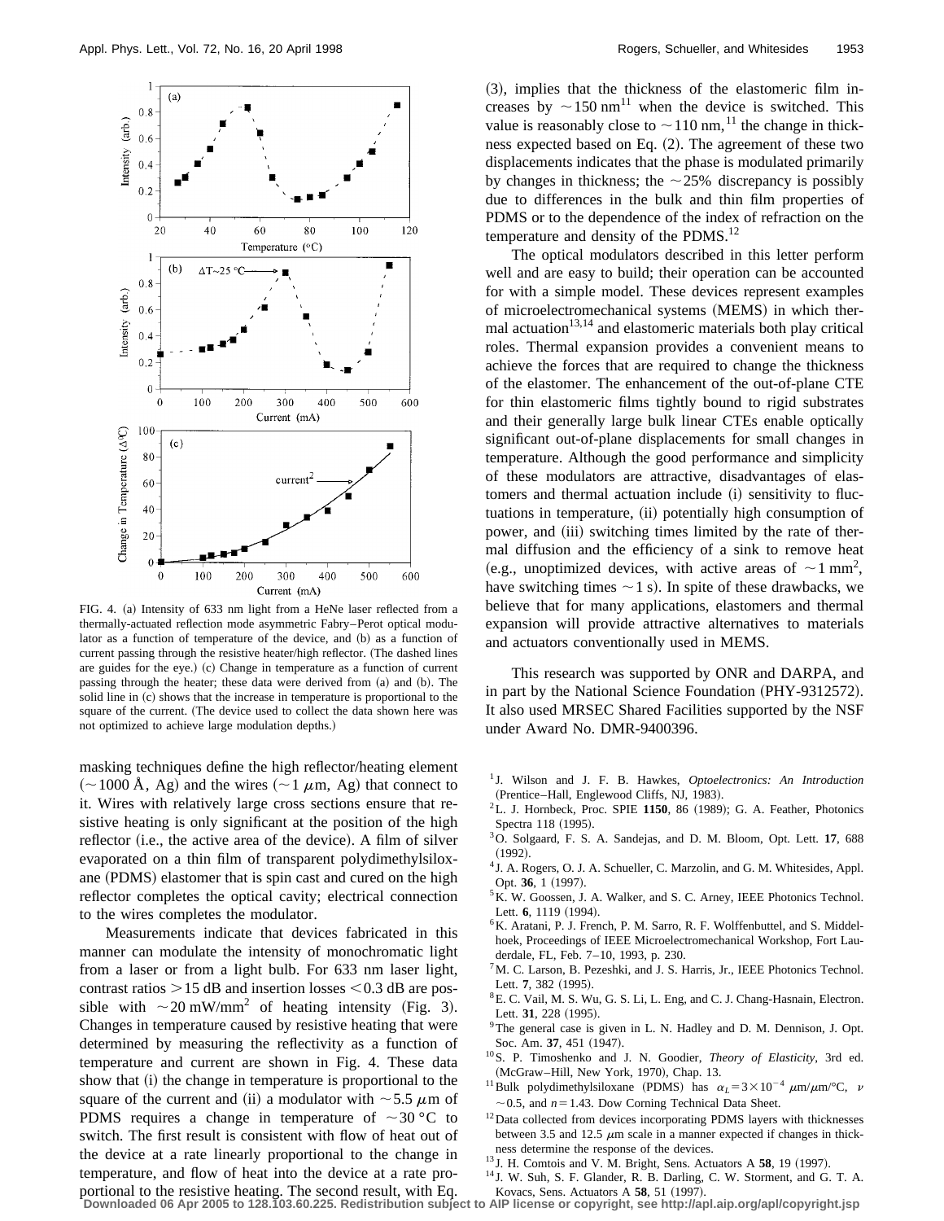(a)

Intensity (arb.)

1

0.8

0.6

0.4

0.2

0

20 40 60 80 100 120

Temperature (°C)

(b)

ΔT~25 °C

Intensity (arb.)

1

0.8

0.6

0.4

0.2

0

0 100 200 300 400 500 600

Current (mA)

(c)

Change in Temperature (Δ°C)

100

80

60

40

20

0

current²

0 100 200 300 400 500 600

Current (mA)

FIG. 4. (a) Intensity of 633 nm light from a HeNe laser reflected from a thermally-actuated reflection mode asymmetric Fabry–Perot optical modulator as a function of temperature of the device, and (b) as a function of current passing through the resistive heater/high reflector. (The dashed lines are guides for the eye.) (c) Change in temperature as a function of current passing through the heater; these data were derived from (a) and (b). The solid line in (c) shows that the increase in temperature is proportional to the square of the current. (The device used to collect the data shown here was not optimized to achieve large modulation depths.)

masking techniques define the high reflector/heating element (~1000 Å, Ag) and the wires (~1 μm, Ag) that connect to it. Wires with relatively large cross sections ensure that resistive heating is only significant at the position of the high reflector (i.e., the active area of the device). A film of silver evaporated on a thin film of transparent polydimethylsiloxane (PDMS) elastomer that is spin cast and cured on the high reflector completes the optical cavity; electrical connection to the wires completes the modulator.

Measurements indicate that devices fabricated in this manner can modulate the intensity of monochromatic light from a laser or from a light bulb. For 633 nm laser light, contrast ratios >15 dB and insertion losses <0.3 dB are possible with ~20 mW/mm$^2$ of heating intensity (Fig. 3). Changes in temperature caused by resistive heating that were determined by measuring the reflectivity as a function of temperature and current are shown in Fig. 4. These data show that (i) the change in temperature is proportional to the square of the current and (ii) a modulator with ~5.5 μm of PDMS requires a change in temperature of ~30 °C to switch. The first result is consistent with flow of heat out of the device at a rate linearly proportional to the change in temperature, and flow of heat into the device at a rate proportional to the resistive heating. The second result, with Eq. (3), implies that the thickness of the elastomeric film increases by ~150 nm[11] when the device is switched. This value is reasonably close to ~110 nm,[11] the change in thickness expected based on Eq. (2). The agreement of these two displacements indicates that the phase is modulated primarily by changes in thickness; the ~25% discrepancy is possibly due to differences in the bulk and thin film properties of PDMS or to the dependence of the index of refraction on the temperature and density of the PDMS.[12]

The optical modulators described in this letter perform well and are easy to build; their operation can be accounted for with a simple model. These devices represent examples of microelectromechanical systems (MEMS) in which thermal actuation[13,14] and elastomeric materials both play critical roles. Thermal expansion provides a convenient means to achieve the forces that are required to change the thickness of the elastomer. The enhancement of the out-of-plane CTE for thin elastomeric films tightly bound to rigid substrates and their generally large bulk linear CTEs enable optically significant out-of-plane displacements for small changes in temperature. Although the good performance and simplicity of these modulators are attractive, disadvantages of elastomers and thermal actuation include (i) sensitivity to fluctuations in temperature, (ii) potentially high consumption of power, and (iii) switching times limited by the rate of thermal diffusion and the efficiency of a sink to remove heat (e.g., unoptimized devices, with active areas of ~1 mm$^2$, have switching times ~1 s). In spite of these drawbacks, we believe that for many applications, elastomers and thermal expansion will provide attractive alternatives to materials and actuators conventionally used in MEMS.

This research was supported by ONR and DARPA, and in part by the National Science Foundation (PHY-9312572). It also used MRSEC Shared Facilities supported by the NSF under Award No. DMR-9400396.

[1] J. Wilson and J. F. B. Hawkes, *Optoelectronics: An Introduction* (Prentice–Hall, Englewood Cliffs, NJ, 1983).

[2] L. J. Hornbeck, Proc. SPIE **1150**, 86 (1989); G. A. Feather, Photonics Spectra 118 (1995).

[3] O. Solgaard, F. S. A. Sandejas, and D. M. Bloom, Opt. Lett. **17**, 688 (1992).

[4] J. A. Rogers, O. J. A. Schueller, C. Marzolin, and G. M. Whitesides, Appl. Opt. **36**, 1 (1997).

[5] K. W. Goossen, J. A. Walker, and S. C. Arney, IEEE Photonics Technol. Lett. **6**, 1119 (1994).

[6] K. Aratani, P. J. French, P. M. Sarro, R. F. Wolffenbuttel, and S. Middelhoek, Proceedings of IEEE Microelectromechanical Workshop, Fort Lauderdale, FL, Feb. 7–10, 1993, p. 230.

[7] M. C. Larson, B. Pezeshki, and J. S. Harris, Jr., IEEE Photonics Technol. Lett. **7**, 382 (1995).

[8] E. C. Vail, M. S. Wu, G. S. Li, L. Eng, and C. J. Chang-Hasnain, Electron. Lett. **31**, 228 (1995).

[9] The general case is given in L. N. Hadley and D. M. Dennison, J. Opt. Soc. Am. **37**, 451 (1947).

[10] S. P. Timoshenko and J. N. Goodier, *Theory of Elasticity*, 3rd ed. (McGraw–Hill, New York, 1970), Chap. 13.

[11] Bulk polydimethylsiloxane (PDMS) has $\alpha_L = 3\times10^{-4}$ μm/μm/°C, $\nu$ ~0.5, and $n = 1.43$. Dow Corning Technical Data Sheet.

[12] Data collected from devices incorporating PDMS layers with thicknesses between 3.5 and 12.5 μm scale in a manner expected if changes in thickness determine the response of the devices.

[13] J. H. Comtois and V. M. Bright, Sens. Actuators A **58**, 19 (1997).

[14] J. W. Suh, S. F. Glander, R. B. Darling, C. W. Storment, and G. T. A. Kovacs, Sens. Actuators A **58**, 51 (1997).